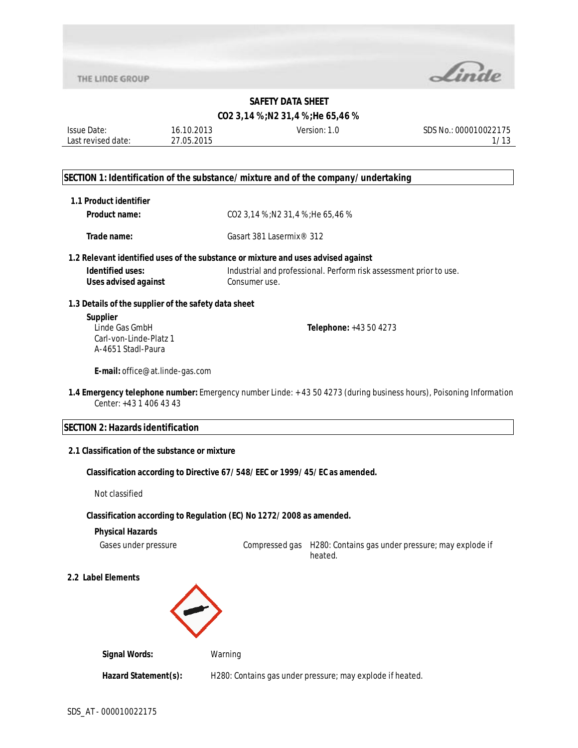THE LINDE GROUP

# SAFETY DATA SHEET

## $CO_2$ 3,14 %;$N_2$ 31,4 %;He 65,46 %

| Issue Date: | 16.10.2013 | Version: 1.0 | SDS No.: 000010022175 |
|---|---|---|---|
| Last revised date: | 27.05.2015 | | |

## SECTION 1: Identification of the substance/mixture and of the company/undertaking

### 1.1 Product identifier

**Product name:** $CO_2$ 3,14 %;$N_2$ 31,4 %;He 65,46 %

**Trade name:** Gasart 381 Lasermix® 312

### 1.2 Relevant identified uses of the substance or mixture and uses advised against

**Identified uses:** Industrial and professional. Perform risk assessment prior to use.

**Uses advised against** Consumer use.

### 1.3 Details of the supplier of the safety data sheet

**Supplier**

Linde Gas GmbH
Carl-von-Linde-Platz 1
A-4651 Stadl-Paura

**Telephone:** +43 50 4273

**E-mail:** office@at.linde-gas.com

**1.4 Emergency telephone number:** Emergency number Linde: + 43 50 4273 (during business hours), Poisoning Information Center: +43 1 406 43 43

## SECTION 2: Hazards identification

### 2.1 Classification of the substance or mixture

**Classification according to Directive 67/548/EEC or 1999/45/EC as amended.**

Not classified

**Classification according to Regulation (EC) No 1272/2008 as amended.**

**Physical Hazards**

| Gases under pressure | Compressed gas | H280: Contains gas under pressure; may explode if heated. |
|---|---|---|

### 2.2 Label Elements

**Signal Words:** Warning

**Hazard Statement(s):** H280: Contains gas under pressure; may explode if heated.

SDS_AT - 000010022175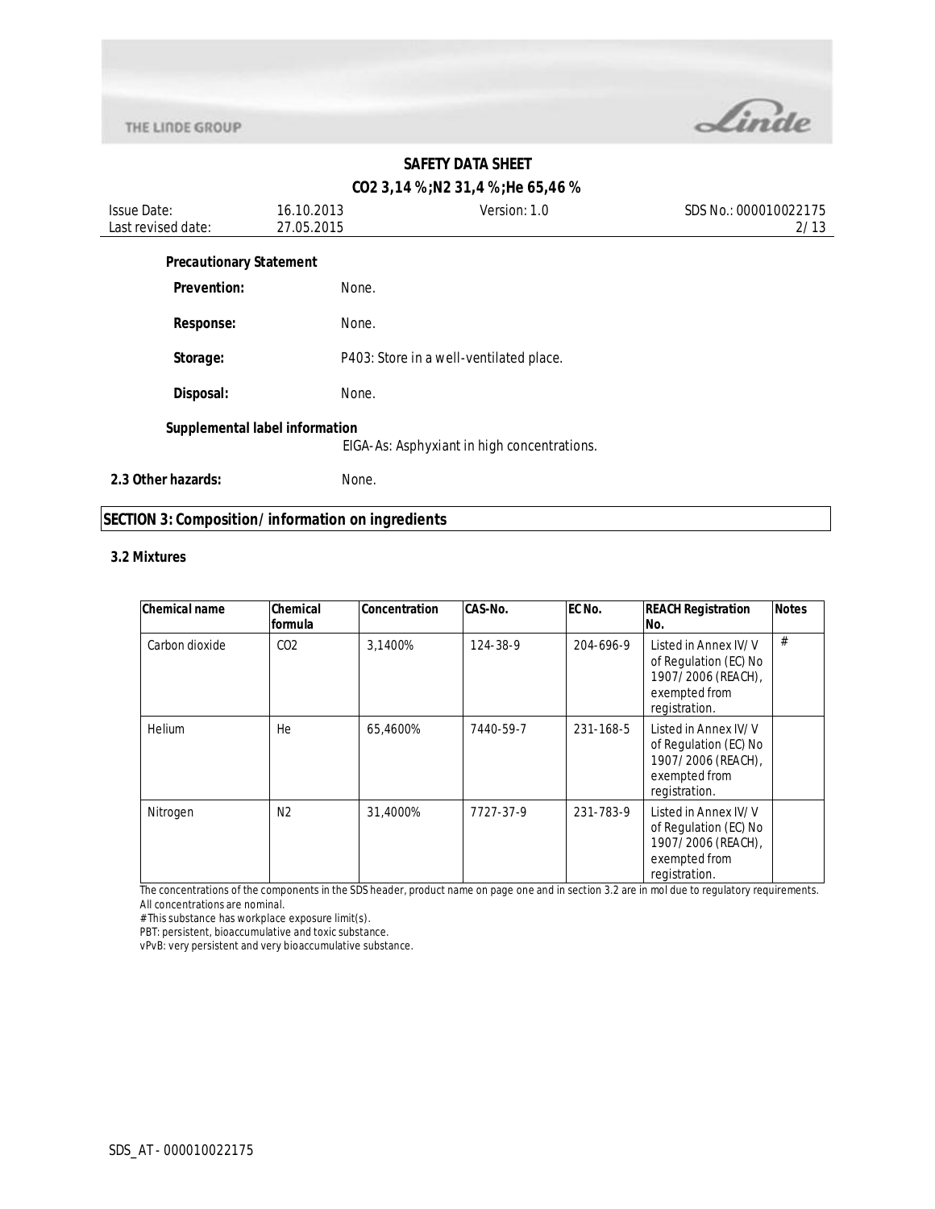**Precautionary Statement**

**Prevention:** None.

**Response:** None.

**Storage:** P403: Store in a well-ventilated place.

**Disposal:** None.

**Supplemental label information**

EIGA-As: Asphyxiant in high concentrations.

**2.3 Other hazards:** None.

## SECTION 3: Composition/information on ingredients

### 3.2 Mixtures

| Chemical name | Chemical formula | Concentration | CAS-No. | EC No. | REACH Registration No. | Notes |
|---|---|---|---|---|---|---|
| Carbon dioxide | $CO_2$ | 3,1400% | 124-38-9 | 204-696-9 | Listed in Annex IV/V of Regulation (EC) No 1907/2006 (REACH), exempted from registration. | # |
| Helium | He | 65,4600% | 7440-59-7 | 231-168-5 | Listed in Annex IV/V of Regulation (EC) No 1907/2006 (REACH), exempted from registration. | |
| Nitrogen | $N_2$ | 31,4000% | 7727-37-9 | 231-783-9 | Listed in Annex IV/V of Regulation (EC) No 1907/2006 (REACH), exempted from registration. | |

The concentrations of the components in the SDS header, product name on page one and in section 3.2 are in mol due to regulatory requirements.
All concentrations are nominal.
# This substance has workplace exposure limit(s).
PBT: persistent, bioaccumulative and toxic substance.
vPvB: very persistent and very bioaccumulative substance.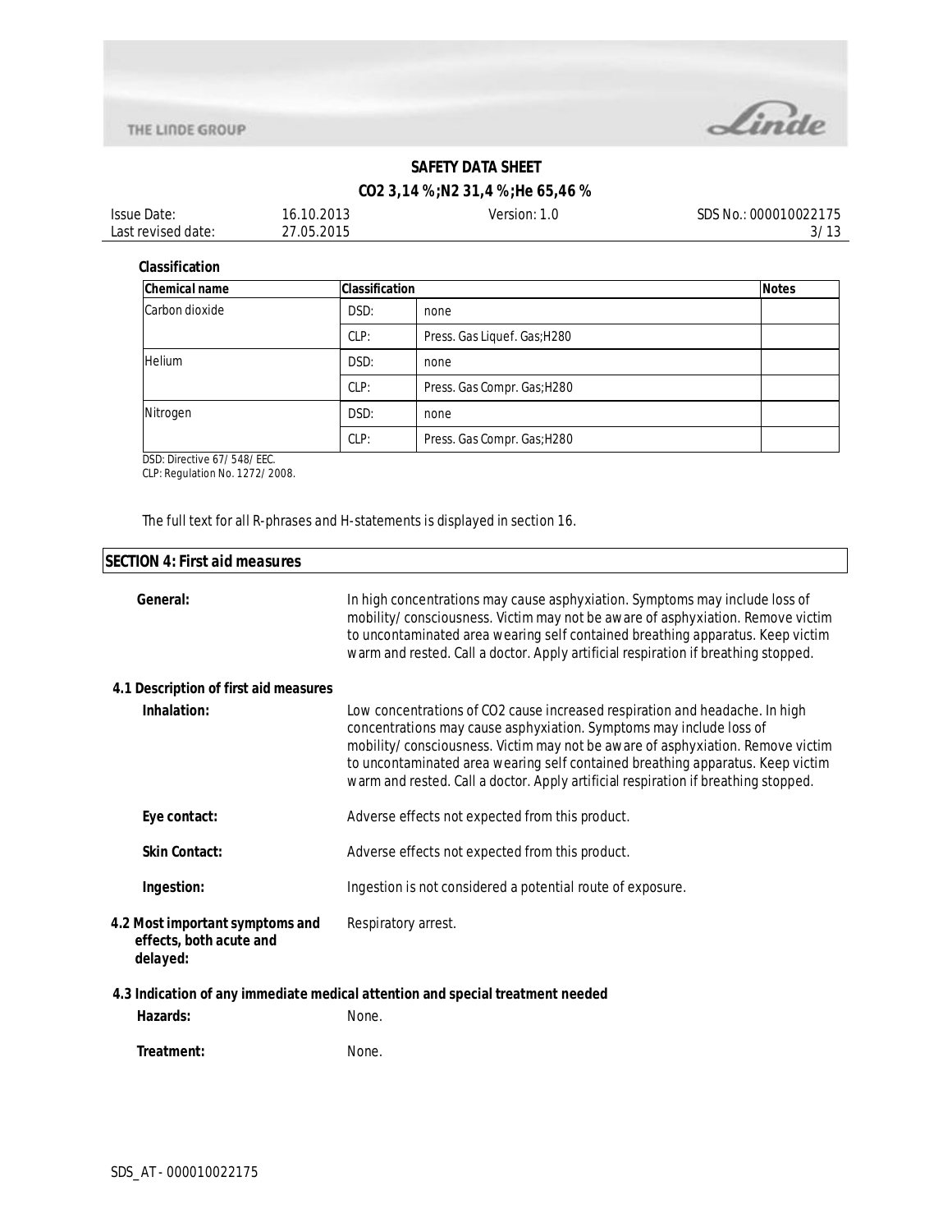**Classification**

| Chemical name | Classification | | Notes |
|---|---|---|---|
| Carbon dioxide | DSD: | none | |
| | CLP: | Press. Gas Liquef. Gas;H280 | |
| Helium | DSD: | none | |
| | CLP: | Press. Gas Compr. Gas;H280 | |
| Nitrogen | DSD: | none | |
| | CLP: | Press. Gas Compr. Gas;H280 | |

DSD: Directive 67/548/EEC.
CLP: Regulation No. 1272/2008.

*The full text for all R-phrases and H-statements is displayed in section 16.*

## SECTION 4: First aid measures

**General:** In high concentrations may cause asphyxiation. Symptoms may include loss of mobility/consciousness. Victim may not be aware of asphyxiation. Remove victim to uncontaminated area wearing self contained breathing apparatus. Keep victim warm and rested. Call a doctor. Apply artificial respiration if breathing stopped.

### 4.1 Description of first aid measures

**Inhalation:** Low concentrations of $CO_2$ cause increased respiration and headache. In high concentrations may cause asphyxiation. Symptoms may include loss of mobility/consciousness. Victim may not be aware of asphyxiation. Remove victim to uncontaminated area wearing self contained breathing apparatus. Keep victim warm and rested. Call a doctor. Apply artificial respiration if breathing stopped.

**Eye contact:** Adverse effects not expected from this product.

**Skin Contact:** Adverse effects not expected from this product.

**Ingestion:** Ingestion is not considered a potential route of exposure.

**4.2 Most important symptoms and effects, both acute and delayed:** Respiratory arrest.

### 4.3 Indication of any immediate medical attention and special treatment needed

**Hazards:** None.

**Treatment:** None.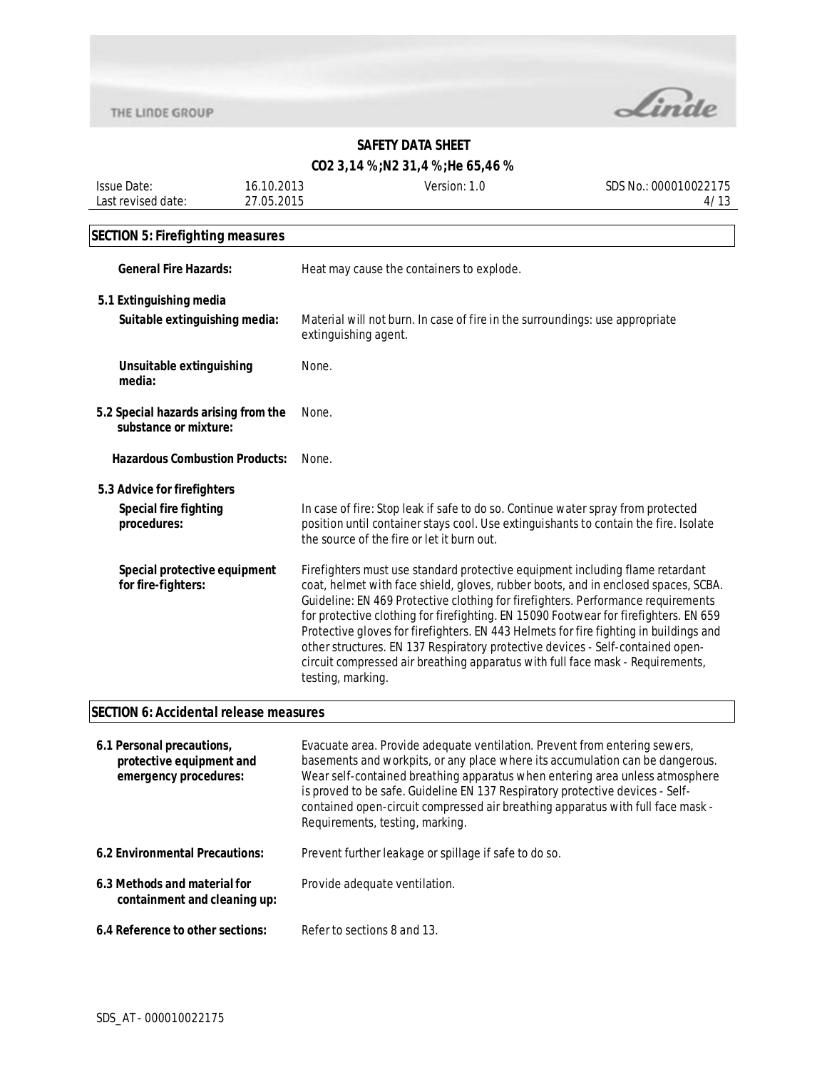## SECTION 5: Firefighting measures

**General Fire Hazards:** Heat may cause the containers to explode.

### 5.1 Extinguishing media

**Suitable extinguishing media:** Material will not burn. In case of fire in the surroundings: use appropriate extinguishing agent.

**Unsuitable extinguishing media:** None.

### 5.2 Special hazards arising from the substance or mixture:

None.

**Hazardous Combustion Products:** None.

### 5.3 Advice for firefighters

**Special fire fighting procedures:** In case of fire: Stop leak if safe to do so. Continue water spray from protected position until container stays cool. Use extinguishants to contain the fire. Isolate the source of the fire or let it burn out.

**Special protective equipment for fire-fighters:** Firefighters must use standard protective equipment including flame retardant coat, helmet with face shield, gloves, rubber boots, and in enclosed spaces, SCBA. Guideline: EN 469 Protective clothing for firefighters. Performance requirements for protective clothing for firefighting. EN 15090 Footwear for firefighters. EN 659 Protective gloves for firefighters. EN 443 Helmets for fire fighting in buildings and other structures. EN 137 Respiratory protective devices - Self-contained open-circuit compressed air breathing apparatus with full face mask - Requirements, testing, marking.

## SECTION 6: Accidental release measures

**6.1 Personal precautions, protective equipment and emergency procedures:** Evacuate area. Provide adequate ventilation. Prevent from entering sewers, basements and workpits, or any place where its accumulation can be dangerous. Wear self-contained breathing apparatus when entering area unless atmosphere is proved to be safe. Guideline EN 137 Respiratory protective devices - Self-contained open-circuit compressed air breathing apparatus with full face mask - Requirements, testing, marking.

**6.2 Environmental Precautions:** Prevent further leakage or spillage if safe to do so.

**6.3 Methods and material for containment and cleaning up:** Provide adequate ventilation.

**6.4 Reference to other sections:** Refer to sections 8 and 13.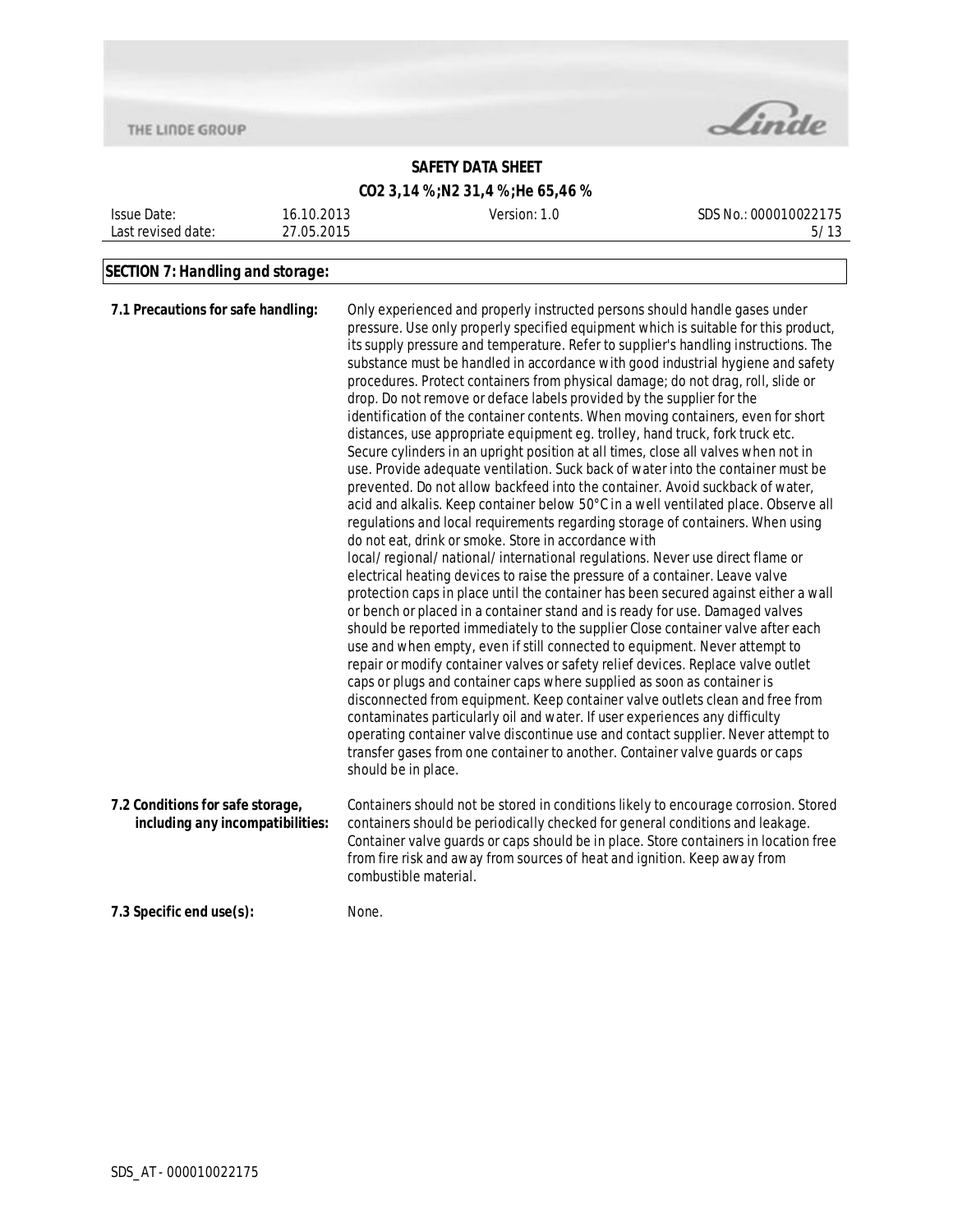## SECTION 7: Handling and storage:

**7.1 Precautions for safe handling:** Only experienced and properly instructed persons should handle gases under pressure. Use only properly specified equipment which is suitable for this product, its supply pressure and temperature. Refer to supplier's handling instructions. The substance must be handled in accordance with good industrial hygiene and safety procedures. Protect containers from physical damage; do not drag, roll, slide or drop. Do not remove or deface labels provided by the supplier for the identification of the container contents. When moving containers, even for short distances, use appropriate equipment eg. trolley, hand truck, fork truck etc. Secure cylinders in an upright position at all times, close all valves when not in use. Provide adequate ventilation. Suck back of water into the container must be prevented. Do not allow backfeed into the container. Avoid suckback of water, acid and alkalis. Keep container below 50°C in a well ventilated place. Observe all regulations and local requirements regarding storage of containers. When using do not eat, drink or smoke. Store in accordance with local/regional/national/international regulations. Never use direct flame or electrical heating devices to raise the pressure of a container. Leave valve protection caps in place until the container has been secured against either a wall or bench or placed in a container stand and is ready for use. Damaged valves should be reported immediately to the supplier Close container valve after each use and when empty, even if still connected to equipment. Never attempt to repair or modify container valves or safety relief devices. Replace valve outlet caps or plugs and container caps where supplied as soon as container is disconnected from equipment. Keep container valve outlets clean and free from contaminates particularly oil and water. If user experiences any difficulty operating container valve discontinue use and contact supplier. Never attempt to transfer gases from one container to another. Container valve guards or caps should be in place.

**7.2 Conditions for safe storage, including any incompatibilities:** Containers should not be stored in conditions likely to encourage corrosion. Stored containers should be periodically checked for general conditions and leakage. Container valve guards or caps should be in place. Store containers in location free from fire risk and away from sources of heat and ignition. Keep away from combustible material.

**7.3 Specific end use(s):** None.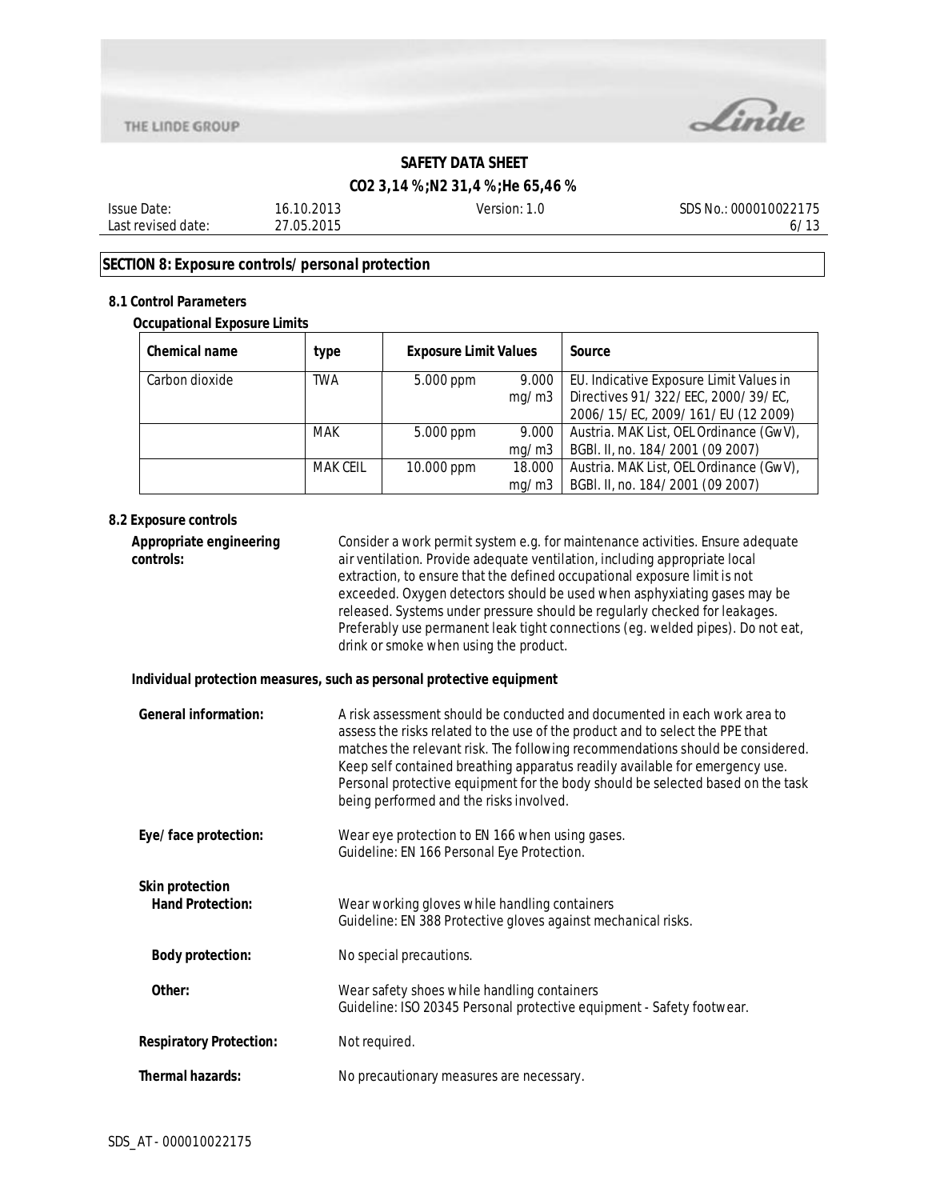## SECTION 8: Exposure controls/personal protection

### 8.1 Control Parameters

**Occupational Exposure Limits**

| Chemical name | type | Exposure Limit Values | | Source |
|---|---|---|---|---|
| Carbon dioxide | TWA | 5.000 ppm | 9.000 mg/m3 | EU. Indicative Exposure Limit Values in Directives 91/322/EEC, 2000/39/EC, 2006/15/EC, 2009/161/EU (12 2009) |
| | MAK | 5.000 ppm | 9.000 mg/m3 | Austria. MAK List, OEL Ordinance (GwV), BGBl. II, no. 184/2001 (09 2007) |
| | MAK CEIL | 10.000 ppm | 18.000 mg/m3 | Austria. MAK List, OEL Ordinance (GwV), BGBl. II, no. 184/2001 (09 2007) |

### 8.2 Exposure controls

**Appropriate engineering controls:** Consider a work permit system e.g. for maintenance activities. Ensure adequate air ventilation. Provide adequate ventilation, including appropriate local extraction, to ensure that the defined occupational exposure limit is not exceeded. Oxygen detectors should be used when asphyxiating gases may be released. Systems under pressure should be regularly checked for leakages. Preferably use permanent leak tight connections (eg. welded pipes). Do not eat, drink or smoke when using the product.

**Individual protection measures, such as personal protective equipment**

**General information:** A risk assessment should be conducted and documented in each work area to assess the risks related to the use of the product and to select the PPE that matches the relevant risk. The following recommendations should be considered. Keep self contained breathing apparatus readily available for emergency use. Personal protective equipment for the body should be selected based on the task being performed and the risks involved.

**Eye/face protection:** Wear eye protection to EN 166 when using gases.
Guideline: EN 166 Personal Eye Protection.

**Skin protection**

**Hand Protection:** Wear working gloves while handling containers
Guideline: EN 388 Protective gloves against mechanical risks.

**Body protection:** No special precautions.

**Other:** Wear safety shoes while handling containers
Guideline: ISO 20345 Personal protective equipment - Safety footwear.

**Respiratory Protection:** Not required.

**Thermal hazards:** No precautionary measures are necessary.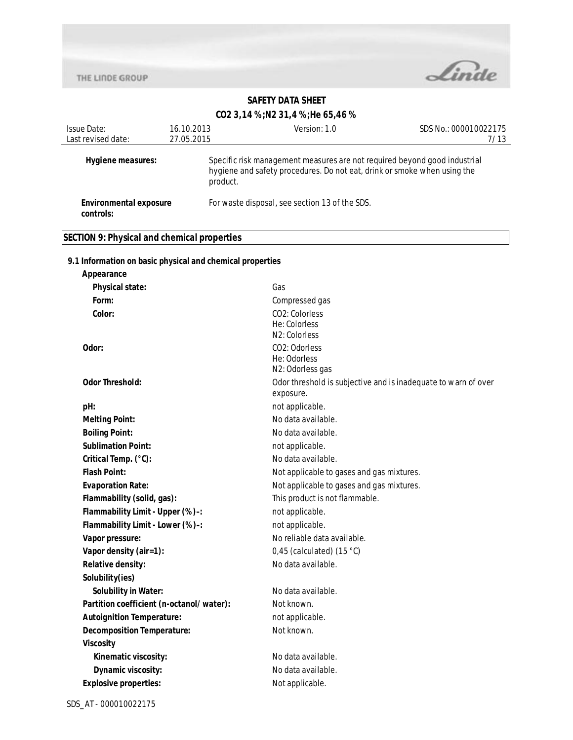| | |
|---|---|
| **Hygiene measures:** | Specific risk management measures are not required beyond good industrial hygiene and safety procedures. Do not eat, drink or smoke when using the product. |
| **Environmental exposure controls:** | For waste disposal, see section 13 of the SDS. |

## SECTION 9: Physical and chemical properties

### 9.1 Information on basic physical and chemical properties

| Property | Value |
|---|---|
| **Appearance** | |
| **Physical state:** | Gas |
| **Form:** | Compressed gas |
| **Color:** | $CO_2$: Colorless<br>He: Colorless<br>$N_2$: Colorless |
| **Odor:** | $CO_2$: Odorless<br>He: Odorless<br>$N_2$: Odorless gas |
| **Odor Threshold:** | Odor threshold is subjective and is inadequate to warn of over exposure. |
| **pH:** | not applicable. |
| **Melting Point:** | No data available. |
| **Boiling Point:** | No data available. |
| **Sublimation Point:** | not applicable. |
| **Critical Temp. (°C):** | No data available. |
| **Flash Point:** | Not applicable to gases and gas mixtures. |
| **Evaporation Rate:** | Not applicable to gases and gas mixtures. |
| **Flammability (solid, gas):** | This product is not flammable. |
| **Flammability Limit - Upper (%)–:** | not applicable. |
| **Flammability Limit - Lower (%)–:** | not applicable. |
| **Vapor pressure:** | No reliable data available. |
| **Vapor density (air=1):** | 0,45 (calculated) (15 °C) |
| **Relative density:** | No data available. |
| **Solubility(ies)** | |
| **Solubility in Water:** | No data available. |
| **Partition coefficient (n-octanol/water):** | Not known. |
| **Autoignition Temperature:** | not applicable. |
| **Decomposition Temperature:** | Not known. |
| **Viscosity** | |
| **Kinematic viscosity:** | No data available. |
| **Dynamic viscosity:** | No data available. |
| **Explosive properties:** | Not applicable. |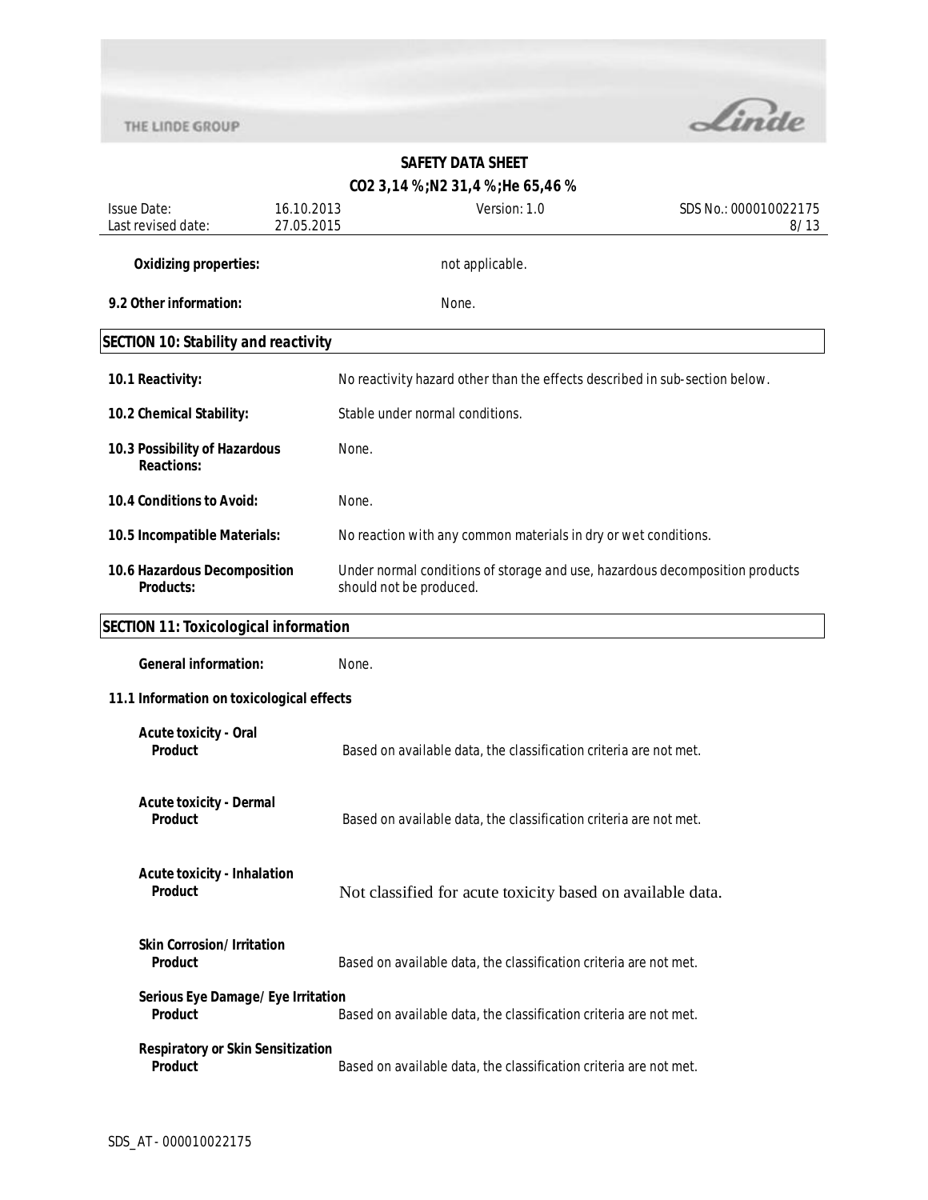**Oxidizing properties:** not applicable.

**9.2 Other information:** None.

## SECTION 10: Stability and reactivity

**10.1 Reactivity:** No reactivity hazard other than the effects described in sub-section below.

**10.2 Chemical Stability:** Stable under normal conditions.

**10.3 Possibility of Hazardous Reactions:** None.

**10.4 Conditions to Avoid:** None.

**10.5 Incompatible Materials:** No reaction with any common materials in dry or wet conditions.

**10.6 Hazardous Decomposition Products:** Under normal conditions of storage and use, hazardous decomposition products should not be produced.

## SECTION 11: Toxicological information

**General information:** None.

### 11.1 Information on toxicological effects

**Acute toxicity - Oral**
**Product** Based on available data, the classification criteria are not met.

**Acute toxicity - Dermal**
**Product** Based on available data, the classification criteria are not met.

**Acute toxicity - Inhalation**
**Product** Not classified for acute toxicity based on available data.

**Skin Corrosion/Irritation**
**Product** Based on available data, the classification criteria are not met.

**Serious Eye Damage/Eye Irritation**
**Product** Based on available data, the classification criteria are not met.

**Respiratory or Skin Sensitization**
**Product** Based on available data, the classification criteria are not met.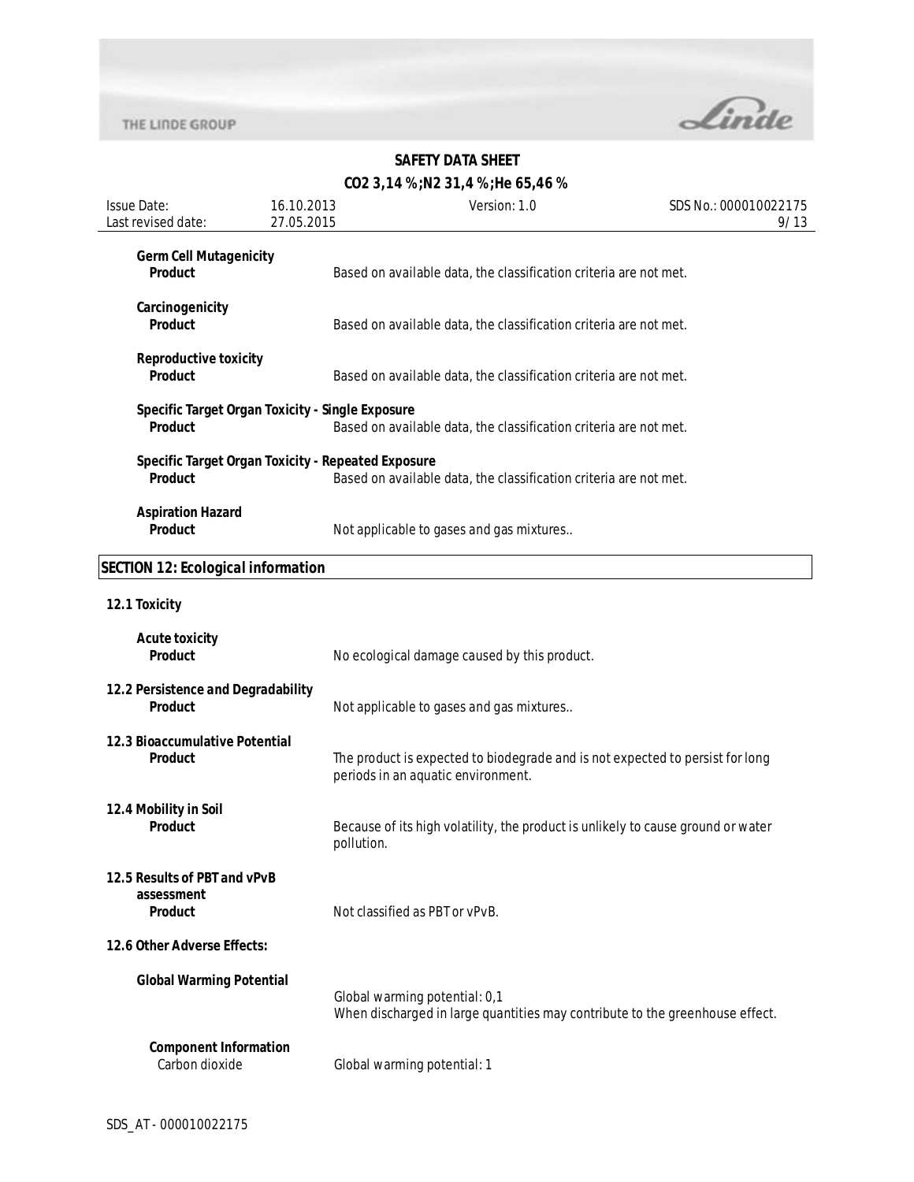**Germ Cell Mutagenicity**

**Product** — Based on available data, the classification criteria are not met.

**Carcinogenicity**

**Product** — Based on available data, the classification criteria are not met.

**Reproductive toxicity**

**Product** — Based on available data, the classification criteria are not met.

**Specific Target Organ Toxicity - Single Exposure**

**Product** — Based on available data, the classification criteria are not met.

**Specific Target Organ Toxicity - Repeated Exposure**

**Product** — Based on available data, the classification criteria are not met.

**Aspiration Hazard**

**Product** — Not applicable to gases and gas mixtures..

## SECTION 12: Ecological information

### 12.1 Toxicity

**Acute toxicity**

**Product** — No ecological damage caused by this product.

### 12.2 Persistence and Degradability

**Product** — Not applicable to gases and gas mixtures..

### 12.3 Bioaccumulative Potential

**Product** — The product is expected to biodegrade and is not expected to persist for long periods in an aquatic environment.

### 12.4 Mobility in Soil

**Product** — Because of its high volatility, the product is unlikely to cause ground or water pollution.

### 12.5 Results of PBT and vPvB assessment

**Product** — Not classified as PBT or vPvB.

### 12.6 Other Adverse Effects:

**Global Warming Potential**

Global warming potential: 0,1
When discharged in large quantities may contribute to the greenhouse effect.

**Component Information**

Carbon dioxide — Global warming potential: 1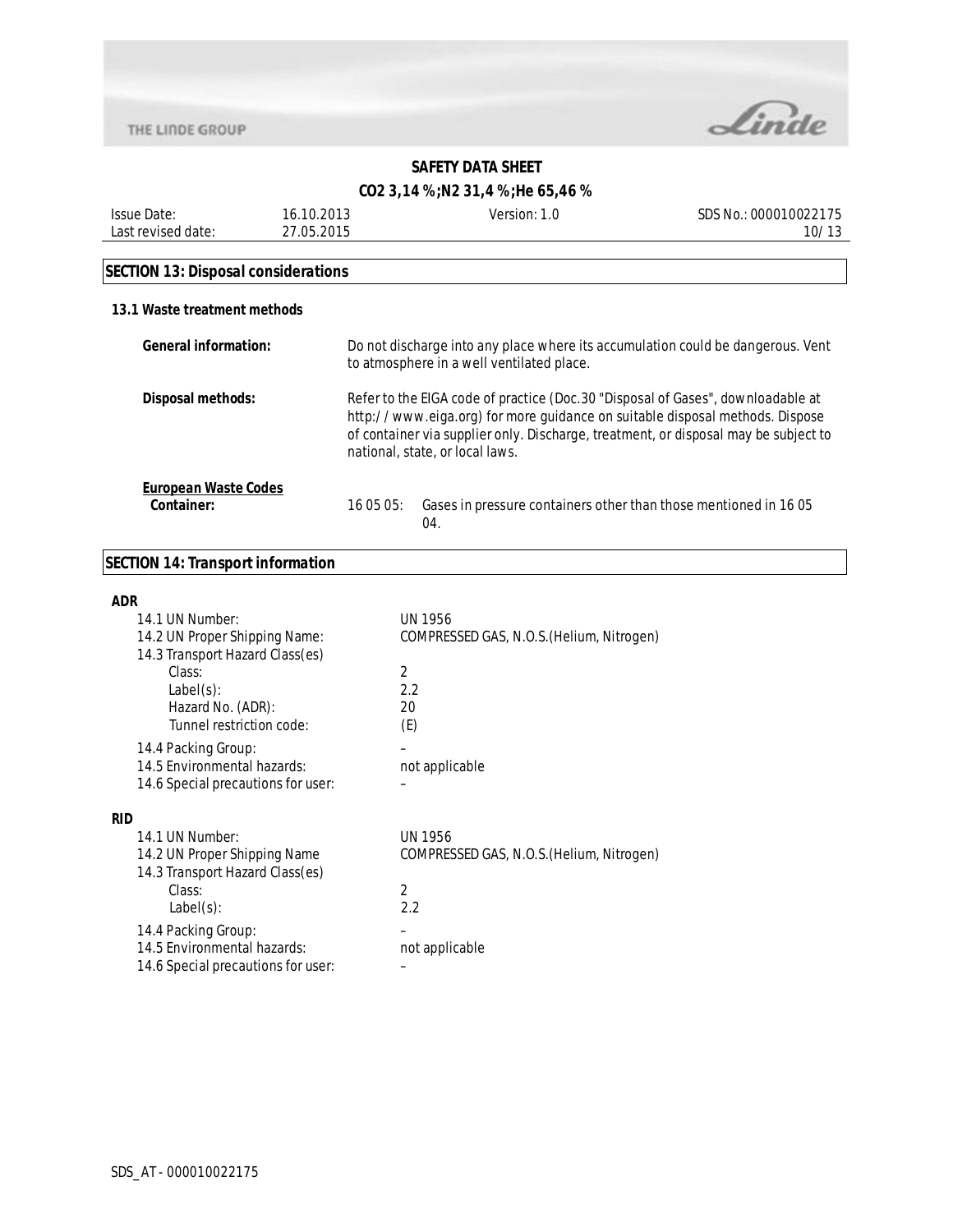## SECTION 13: Disposal considerations

### 13.1 Waste treatment methods

| | |
|---|---|
| **General information:** | Do not discharge into any place where its accumulation could be dangerous. Vent to atmosphere in a well ventilated place. |
| **Disposal methods:** | Refer to the EIGA code of practice (Doc.30 "Disposal of Gases", downloadable at http://www.eiga.org) for more guidance on suitable disposal methods. Dispose of container via supplier only. Discharge, treatment, or disposal may be subject to national, state, or local laws. |

***European Waste Codes***

**Container:** 16 05 05: Gases in pressure containers other than those mentioned in 16 05 04.

## SECTION 14: Transport information

**ADR**

| | |
|---|---|
| 14.1 UN Number: | UN 1956 |
| 14.2 UN Proper Shipping Name: | COMPRESSED GAS, N.O.S.(Helium, Nitrogen) |
| 14.3 Transport Hazard Class(es) | |
| Class: | 2 |
| Label(s): | 2.2 |
| Hazard No. (ADR): | 20 |
| Tunnel restriction code: | (E) |
| 14.4 Packing Group: | – |
| 14.5 Environmental hazards: | not applicable |
| 14.6 Special precautions for user: | – |

**RID**

| | |
|---|---|
| 14.1 UN Number: | UN 1956 |
| 14.2 UN Proper Shipping Name | COMPRESSED GAS, N.O.S.(Helium, Nitrogen) |
| 14.3 Transport Hazard Class(es) | |
| Class: | 2 |
| Label(s): | 2.2 |
| 14.4 Packing Group: | – |
| 14.5 Environmental hazards: | not applicable |
| 14.6 Special precautions for user: | – |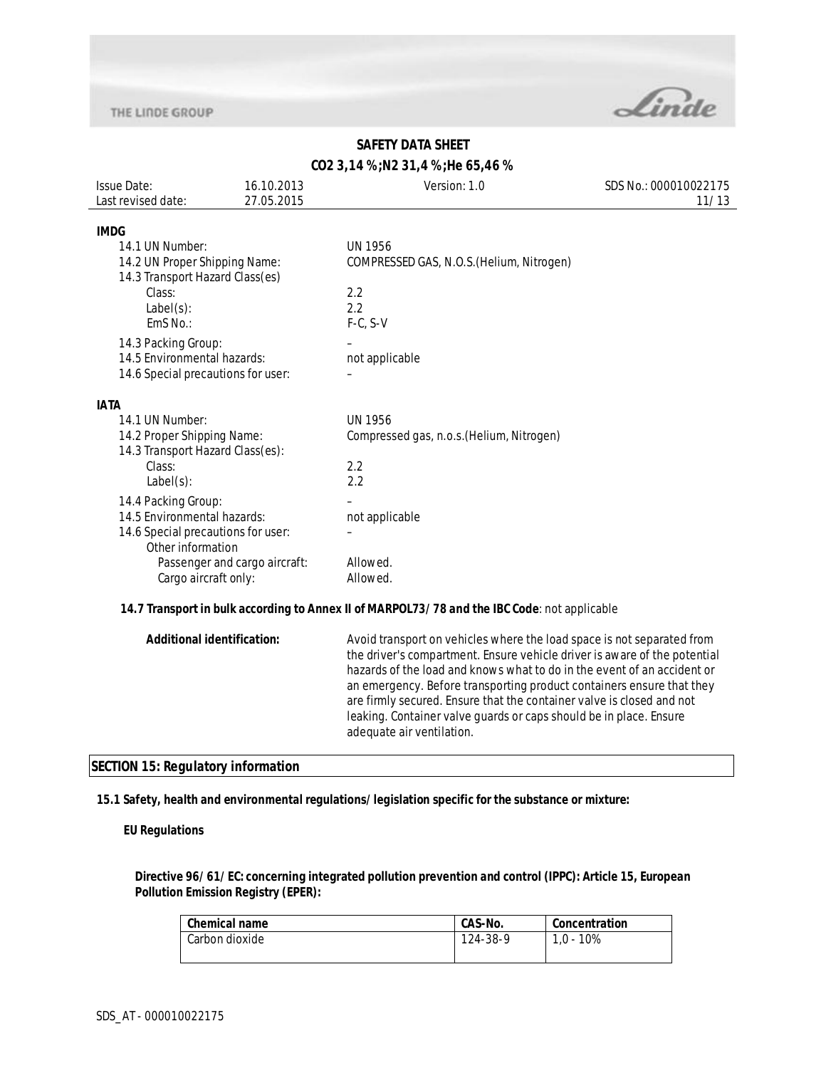**IMDG**

14.1 UN Number: UN 1956

14.2 UN Proper Shipping Name: COMPRESSED GAS, N.O.S.(Helium, Nitrogen)

14.3 Transport Hazard Class(es)

- Class: 2.2
- Label(s): 2.2
- EmS No.: F-C, S-V

14.3 Packing Group: –

14.5 Environmental hazards: not applicable

14.6 Special precautions for user: –

**IATA**

14.1 UN Number: UN 1956

14.2 Proper Shipping Name: Compressed gas, n.o.s.(Helium, Nitrogen)

14.3 Transport Hazard Class(es):

- Class: 2.2
- Label(s): 2.2

14.4 Packing Group: –

14.5 Environmental hazards: not applicable

14.6 Special precautions for user: –

Other information

- Passenger and cargo aircraft: Allowed.
- Cargo aircraft only: Allowed.

**14.7 Transport in bulk according to Annex II of MARPOL73/78 and the IBC Code**: not applicable

**Additional identification:** Avoid transport on vehicles where the load space is not separated from the driver's compartment. Ensure vehicle driver is aware of the potential hazards of the load and knows what to do in the event of an accident or an emergency. Before transporting product containers ensure that they are firmly secured. Ensure that the container valve is closed and not leaking. Container valve guards or caps should be in place. Ensure adequate air ventilation.

## SECTION 15: Regulatory information

**15.1 Safety, health and environmental regulations/legislation specific for the substance or mixture:**

**EU Regulations**

**Directive 96/61/EC: concerning integrated pollution prevention and control (IPPC): Article 15, European Pollution Emission Registry (EPER):**

| Chemical name | CAS-No. | Concentration |
|---|---|---|
| Carbon dioxide | 124-38-9 | 1,0 - 10% |

SDS_AT - 000010022175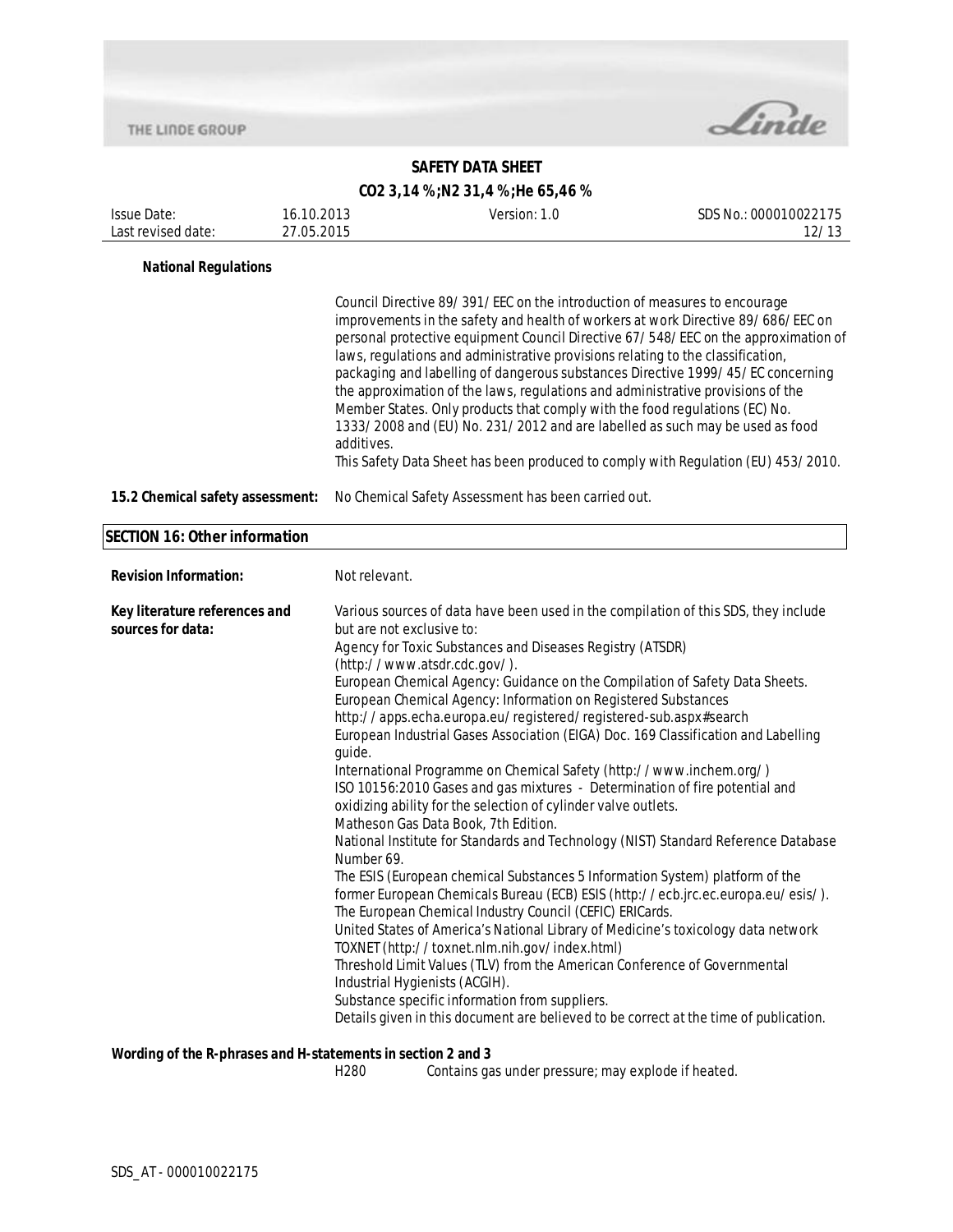**National Regulations**

Council Directive 89/391/EEC on the introduction of measures to encourage improvements in the safety and health of workers at work Directive 89/686/EEC on personal protective equipment Council Directive 67/548/EEC on the approximation of laws, regulations and administrative provisions relating to the classification, packaging and labelling of dangerous substances Directive 1999/45/EC concerning the approximation of the laws, regulations and administrative provisions of the Member States. Only products that comply with the food regulations (EC) No. 1333/2008 and (EU) No. 231/2012 and are labelled as such may be used as food additives.
This Safety Data Sheet has been produced to comply with Regulation (EU) 453/2010.

**15.2 Chemical safety assessment:** No Chemical Safety Assessment has been carried out.

## SECTION 16: Other information

**Revision Information:** Not relevant.

**Key literature references and sources for data:**

Various sources of data have been used in the compilation of this SDS, they include but are not exclusive to:
Agency for Toxic Substances and Diseases Registry (ATSDR) (http://www.atsdr.cdc.gov/).
European Chemical Agency: Guidance on the Compilation of Safety Data Sheets.
European Chemical Agency: Information on Registered Substances http://apps.echa.europa.eu/registered/registered-sub.aspx#search
European Industrial Gases Association (EIGA) Doc. 169 Classification and Labelling guide.
International Programme on Chemical Safety (http://www.inchem.org/)
ISO 10156:2010 Gases and gas mixtures - Determination of fire potential and oxidizing ability for the selection of cylinder valve outlets.
Matheson Gas Data Book, 7th Edition.
National Institute for Standards and Technology (NIST) Standard Reference Database Number 69.
The ESIS (European chemical Substances 5 Information System) platform of the former European Chemicals Bureau (ECB) ESIS (http://ecb.jrc.ec.europa.eu/esis/).
The European Chemical Industry Council (CEFIC) ERICards.
United States of America's National Library of Medicine's toxicology data network TOXNET (http://toxnet.nlm.nih.gov/index.html)
Threshold Limit Values (TLV) from the American Conference of Governmental Industrial Hygienists (ACGIH).
Substance specific information from suppliers.
Details given in this document are believed to be correct at the time of publication.

**Wording of the R-phrases and H-statements in section 2 and 3**

H280 Contains gas under pressure; may explode if heated.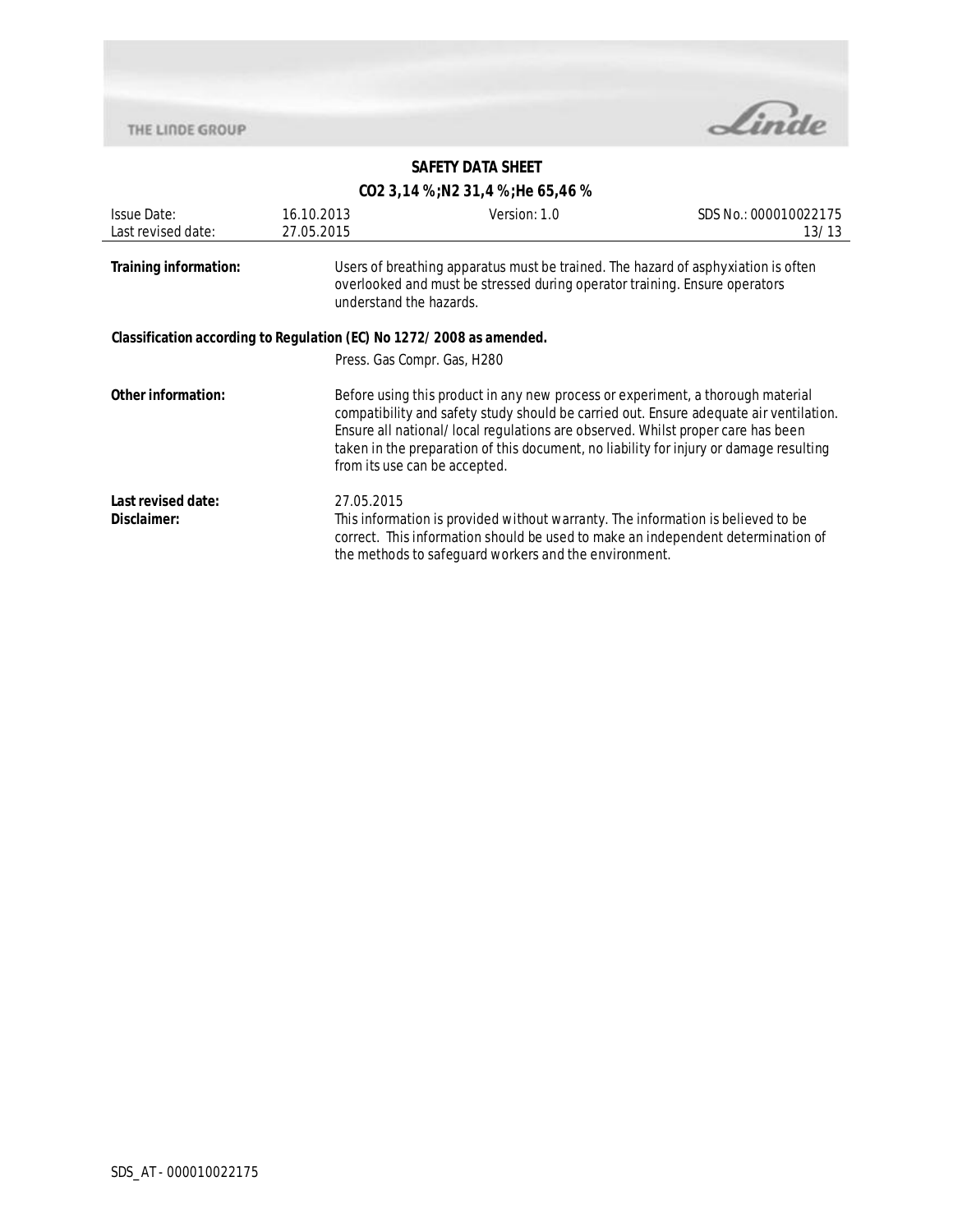**Training information:** Users of breathing apparatus must be trained. The hazard of asphyxiation is often overlooked and must be stressed during operator training. Ensure operators understand the hazards.

**Classification according to Regulation (EC) No 1272/2008 as amended.**

Press. Gas Compr. Gas, H280

**Other information:** Before using this product in any new process or experiment, a thorough material compatibility and safety study should be carried out. Ensure adequate air ventilation. Ensure all national/local regulations are observed. Whilst proper care has been taken in the preparation of this document, no liability for injury or damage resulting from its use can be accepted.

**Last revised date:** 27.05.2015

**Disclaimer:** This information is provided without warranty. The information is believed to be correct. This information should be used to make an independent determination of the methods to safeguard workers and the environment.